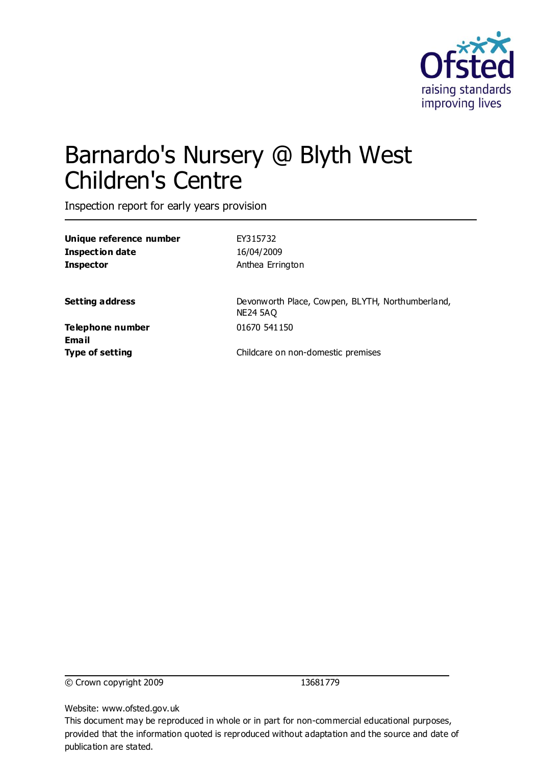# Barnardo's Nursery @ Blyth West Children's Centre

Inspection report for early years provision

| | |
|---|---|
| **Unique reference number** | EY315732 |
| **Inspection date** | 16/04/2009 |
| **Inspector** | Anthea Errington |
| **Setting address** | Devonworth Place, Cowpen, BLYTH, Northumberland, NE24 5AQ |
| **Telephone number** | 01670 541150 |
| **Email** | |
| **Type of setting** | Childcare on non-domestic premises |

© Crown copyright 2009 13681779

Website: www.ofsted.gov.uk

This document may be reproduced in whole or in part for non-commercial educational purposes, provided that the information quoted is reproduced without adaptation and the source and date of publication are stated.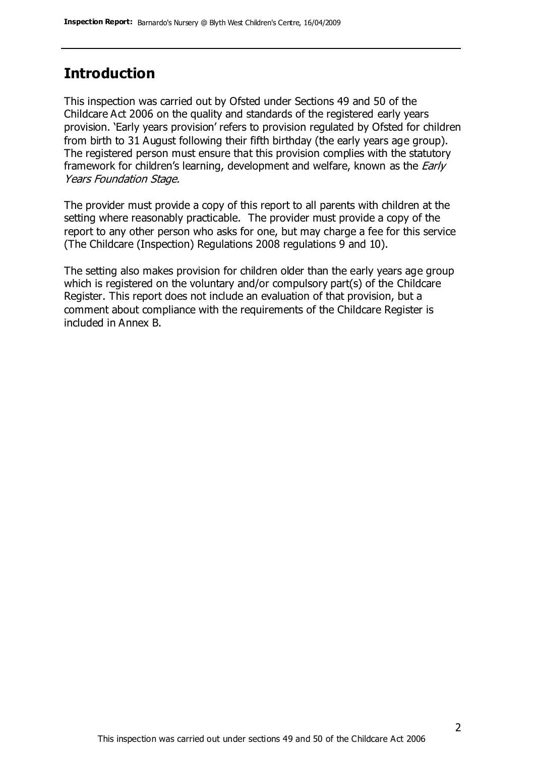## Introduction

This inspection was carried out by Ofsted under Sections 49 and 50 of the Childcare Act 2006 on the quality and standards of the registered early years provision. 'Early years provision' refers to provision regulated by Ofsted for children from birth to 31 August following their fifth birthday (the early years age group). The registered person must ensure that this provision complies with the statutory framework for children's learning, development and welfare, known as the *Early Years Foundation Stage.*

The provider must provide a copy of this report to all parents with children at the setting where reasonably practicable. The provider must provide a copy of the report to any other person who asks for one, but may charge a fee for this service (The Childcare (Inspection) Regulations 2008 regulations 9 and 10).

The setting also makes provision for children older than the early years age group which is registered on the voluntary and/or compulsory part(s) of the Childcare Register. This report does not include an evaluation of that provision, but a comment about compliance with the requirements of the Childcare Register is included in Annex B.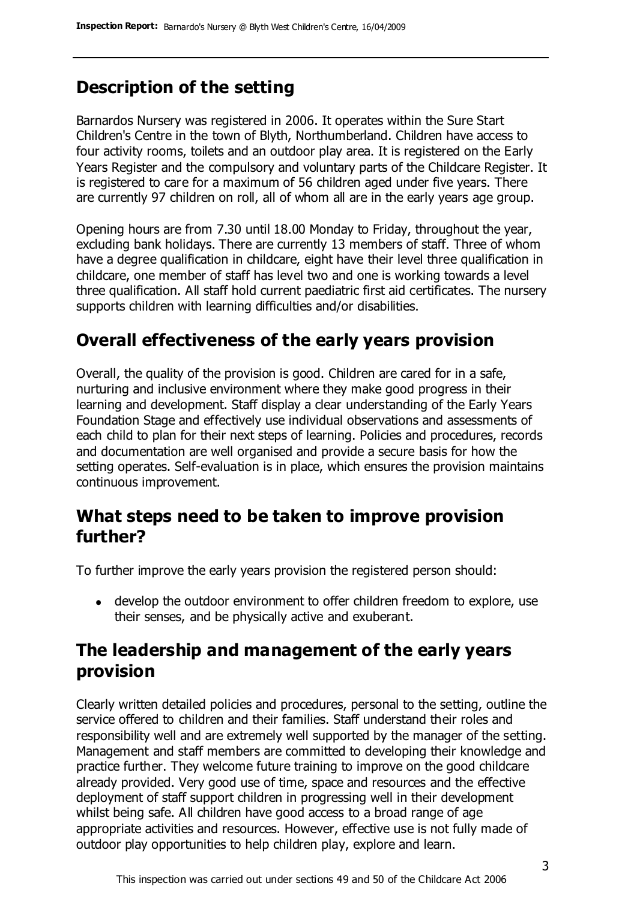## Description of the setting

Barnardos Nursery was registered in 2006. It operates within the Sure Start Children's Centre in the town of Blyth, Northumberland. Children have access to four activity rooms, toilets and an outdoor play area. It is registered on the Early Years Register and the compulsory and voluntary parts of the Childcare Register. It is registered to care for a maximum of 56 children aged under five years. There are currently 97 children on roll, all of whom all are in the early years age group.

Opening hours are from 7.30 until 18.00 Monday to Friday, throughout the year, excluding bank holidays. There are currently 13 members of staff. Three of whom have a degree qualification in childcare, eight have their level three qualification in childcare, one member of staff has level two and one is working towards a level three qualification. All staff hold current paediatric first aid certificates. The nursery supports children with learning difficulties and/or disabilities.

## Overall effectiveness of the early years provision

Overall, the quality of the provision is good. Children are cared for in a safe, nurturing and inclusive environment where they make good progress in their learning and development. Staff display a clear understanding of the Early Years Foundation Stage and effectively use individual observations and assessments of each child to plan for their next steps of learning. Policies and procedures, records and documentation are well organised and provide a secure basis for how the setting operates. Self-evaluation is in place, which ensures the provision maintains continuous improvement.

## What steps need to be taken to improve provision further?

To further improve the early years provision the registered person should:

- develop the outdoor environment to offer children freedom to explore, use their senses, and be physically active and exuberant.

## The leadership and management of the early years provision

Clearly written detailed policies and procedures, personal to the setting, outline the service offered to children and their families. Staff understand their roles and responsibility well and are extremely well supported by the manager of the setting. Management and staff members are committed to developing their knowledge and practice further. They welcome future training to improve on the good childcare already provided. Very good use of time, space and resources and the effective deployment of staff support children in progressing well in their development whilst being safe. All children have good access to a broad range of age appropriate activities and resources. However, effective use is not fully made of outdoor play opportunities to help children play, explore and learn.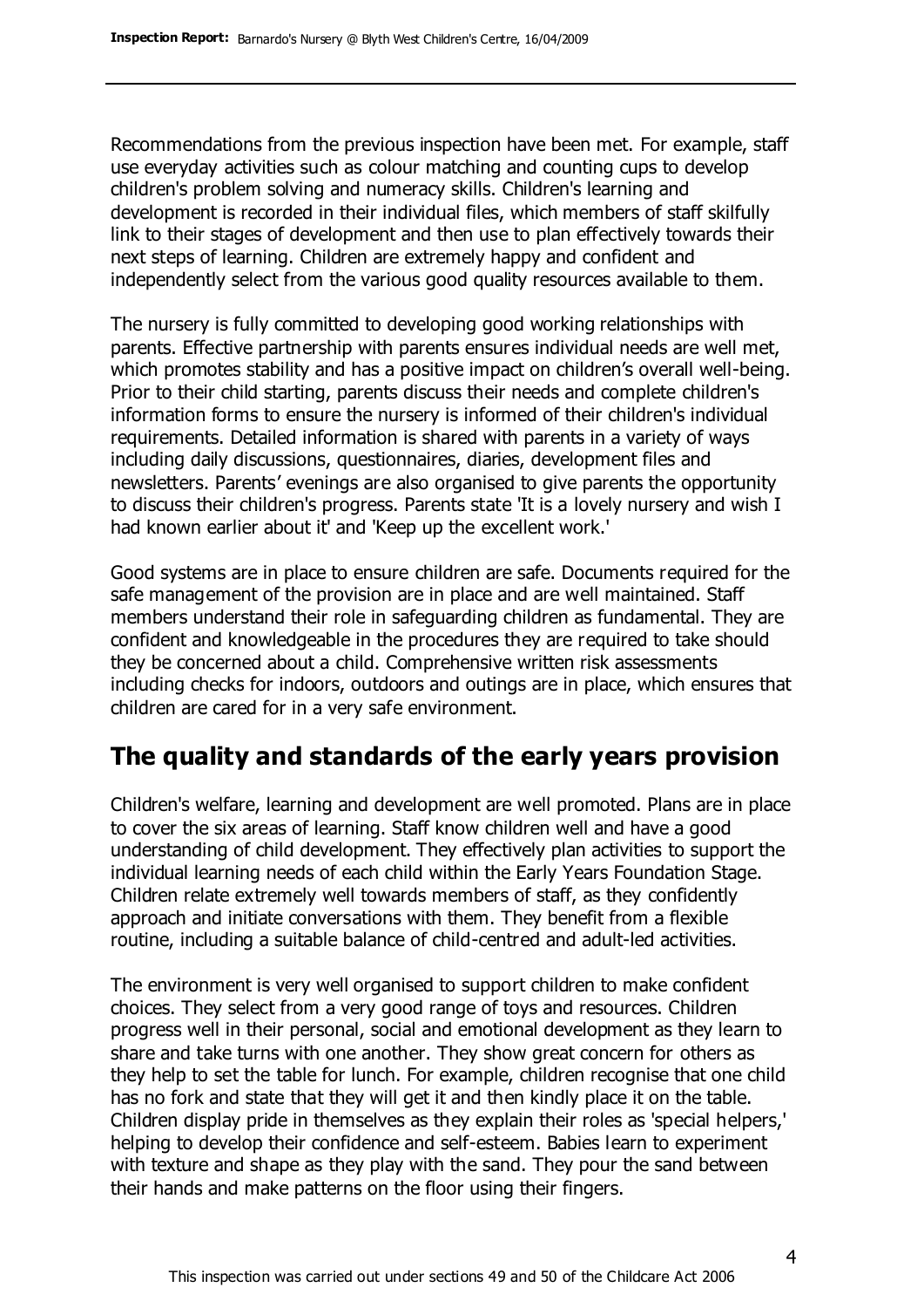Recommendations from the previous inspection have been met. For example, staff use everyday activities such as colour matching and counting cups to develop children's problem solving and numeracy skills. Children's learning and development is recorded in their individual files, which members of staff skilfully link to their stages of development and then use to plan effectively towards their next steps of learning. Children are extremely happy and confident and independently select from the various good quality resources available to them.

The nursery is fully committed to developing good working relationships with parents. Effective partnership with parents ensures individual needs are well met, which promotes stability and has a positive impact on children's overall well-being. Prior to their child starting, parents discuss their needs and complete children's information forms to ensure the nursery is informed of their children's individual requirements. Detailed information is shared with parents in a variety of ways including daily discussions, questionnaires, diaries, development files and newsletters. Parents' evenings are also organised to give parents the opportunity to discuss their children's progress. Parents state 'It is a lovely nursery and wish I had known earlier about it' and 'Keep up the excellent work.'

Good systems are in place to ensure children are safe. Documents required for the safe management of the provision are in place and are well maintained. Staff members understand their role in safeguarding children as fundamental. They are confident and knowledgeable in the procedures they are required to take should they be concerned about a child. Comprehensive written risk assessments including checks for indoors, outdoors and outings are in place, which ensures that children are cared for in a very safe environment.

## The quality and standards of the early years provision

Children's welfare, learning and development are well promoted. Plans are in place to cover the six areas of learning. Staff know children well and have a good understanding of child development. They effectively plan activities to support the individual learning needs of each child within the Early Years Foundation Stage. Children relate extremely well towards members of staff, as they confidently approach and initiate conversations with them. They benefit from a flexible routine, including a suitable balance of child-centred and adult-led activities.

The environment is very well organised to support children to make confident choices. They select from a very good range of toys and resources. Children progress well in their personal, social and emotional development as they learn to share and take turns with one another. They show great concern for others as they help to set the table for lunch. For example, children recognise that one child has no fork and state that they will get it and then kindly place it on the table. Children display pride in themselves as they explain their roles as 'special helpers,' helping to develop their confidence and self-esteem. Babies learn to experiment with texture and shape as they play with the sand. They pour the sand between their hands and make patterns on the floor using their fingers.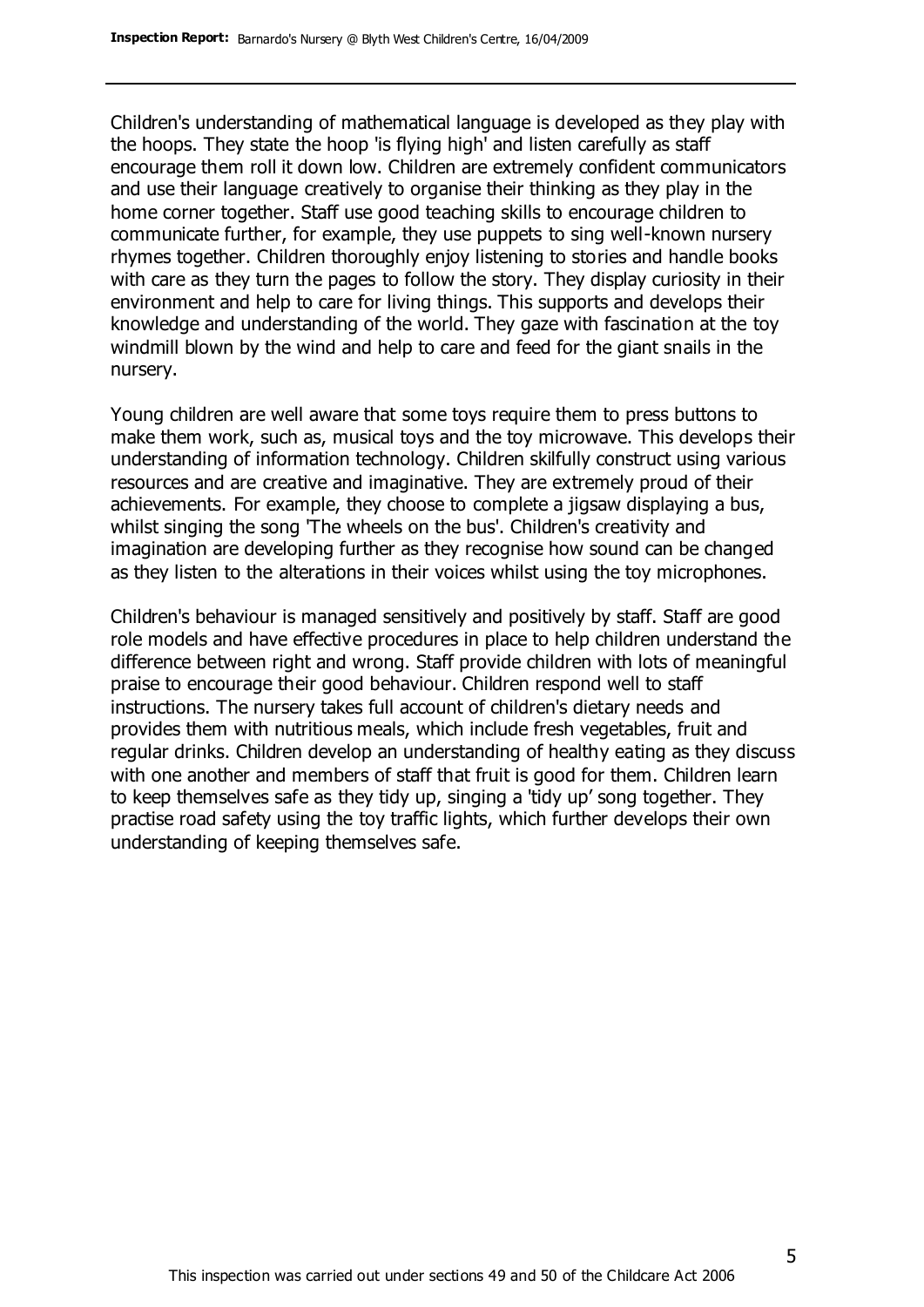Children's understanding of mathematical language is developed as they play with the hoops. They state the hoop 'is flying high' and listen carefully as staff encourage them roll it down low. Children are extremely confident communicators and use their language creatively to organise their thinking as they play in the home corner together. Staff use good teaching skills to encourage children to communicate further, for example, they use puppets to sing well-known nursery rhymes together. Children thoroughly enjoy listening to stories and handle books with care as they turn the pages to follow the story. They display curiosity in their environment and help to care for living things. This supports and develops their knowledge and understanding of the world. They gaze with fascination at the toy windmill blown by the wind and help to care and feed for the giant snails in the nursery.

Young children are well aware that some toys require them to press buttons to make them work, such as, musical toys and the toy microwave. This develops their understanding of information technology. Children skilfully construct using various resources and are creative and imaginative. They are extremely proud of their achievements. For example, they choose to complete a jigsaw displaying a bus, whilst singing the song 'The wheels on the bus'. Children's creativity and imagination are developing further as they recognise how sound can be changed as they listen to the alterations in their voices whilst using the toy microphones.

Children's behaviour is managed sensitively and positively by staff. Staff are good role models and have effective procedures in place to help children understand the difference between right and wrong. Staff provide children with lots of meaningful praise to encourage their good behaviour. Children respond well to staff instructions. The nursery takes full account of children's dietary needs and provides them with nutritious meals, which include fresh vegetables, fruit and regular drinks. Children develop an understanding of healthy eating as they discuss with one another and members of staff that fruit is good for them. Children learn to keep themselves safe as they tidy up, singing a 'tidy up' song together. They practise road safety using the toy traffic lights, which further develops their own understanding of keeping themselves safe.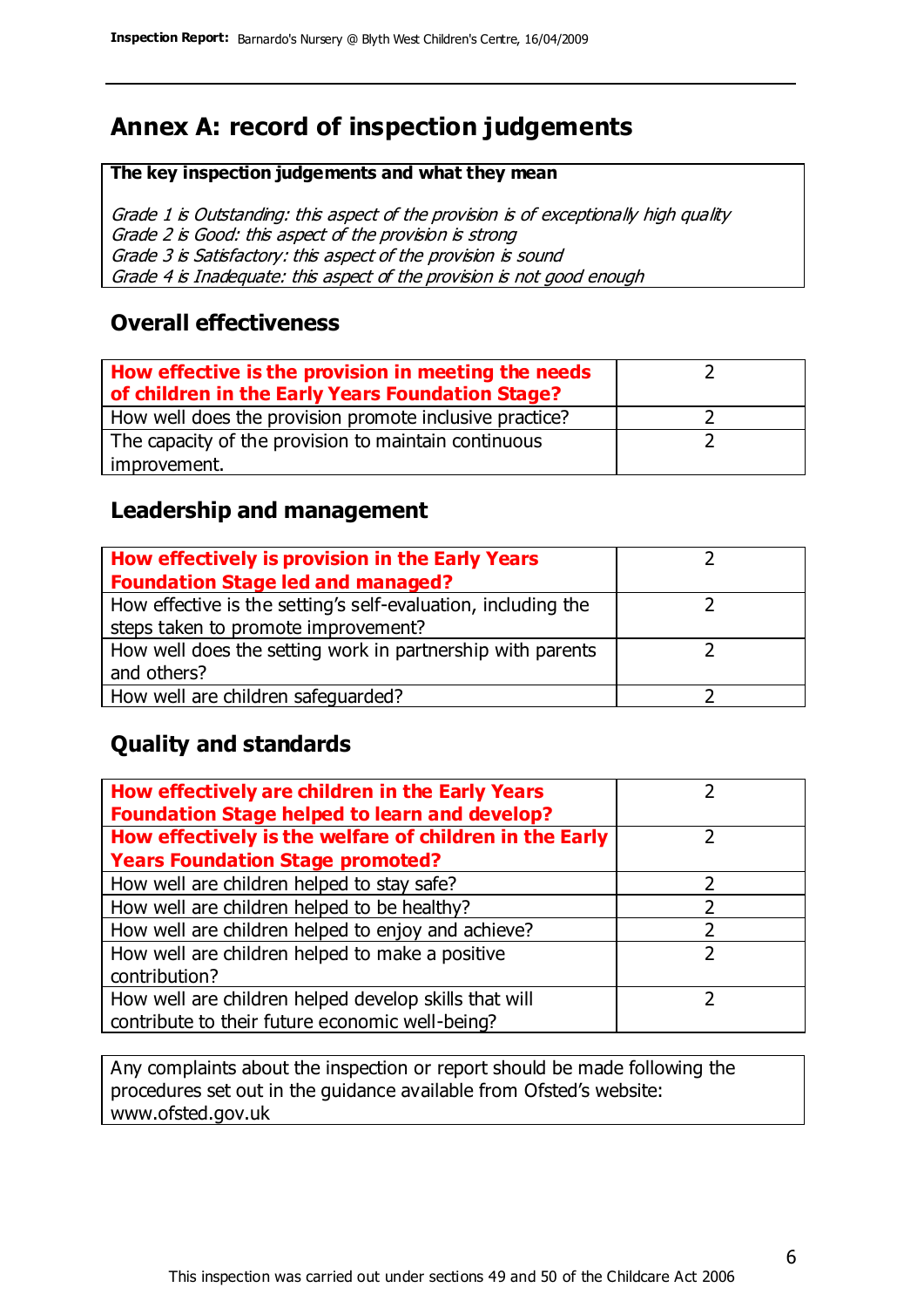# Annex A: record of inspection judgements

**The key inspection judgements and what they mean**

*Grade 1 is Outstanding: this aspect of the provision is of exceptionally high quality*
*Grade 2 is Good: this aspect of the provision is strong*
*Grade 3 is Satisfactory: this aspect of the provision is sound*
*Grade 4 is Inadequate: this aspect of the provision is not good enough*

## Overall effectiveness

| | |
|---|---|
| **How effective is the provision in meeting the needs of children in the Early Years Foundation Stage?** | 2 |
| How well does the provision promote inclusive practice? | 2 |
| The capacity of the provision to maintain continuous improvement. | 2 |

## Leadership and management

| | |
|---|---|
| **How effectively is provision in the Early Years Foundation Stage led and managed?** | 2 |
| How effective is the setting's self-evaluation, including the steps taken to promote improvement? | 2 |
| How well does the setting work in partnership with parents and others? | 2 |
| How well are children safeguarded? | 2 |

## Quality and standards

| | |
|---|---|
| **How effectively are children in the Early Years Foundation Stage helped to learn and develop?** | 2 |
| **How effectively is the welfare of children in the Early Years Foundation Stage promoted?** | 2 |
| How well are children helped to stay safe? | 2 |
| How well are children helped to be healthy? | 2 |
| How well are children helped to enjoy and achieve? | 2 |
| How well are children helped to make a positive contribution? | 2 |
| How well are children helped develop skills that will contribute to their future economic well-being? | 2 |

Any complaints about the inspection or report should be made following the procedures set out in the guidance available from Ofsted's website: www.ofsted.gov.uk

This inspection was carried out under sections 49 and 50 of the Childcare Act 2006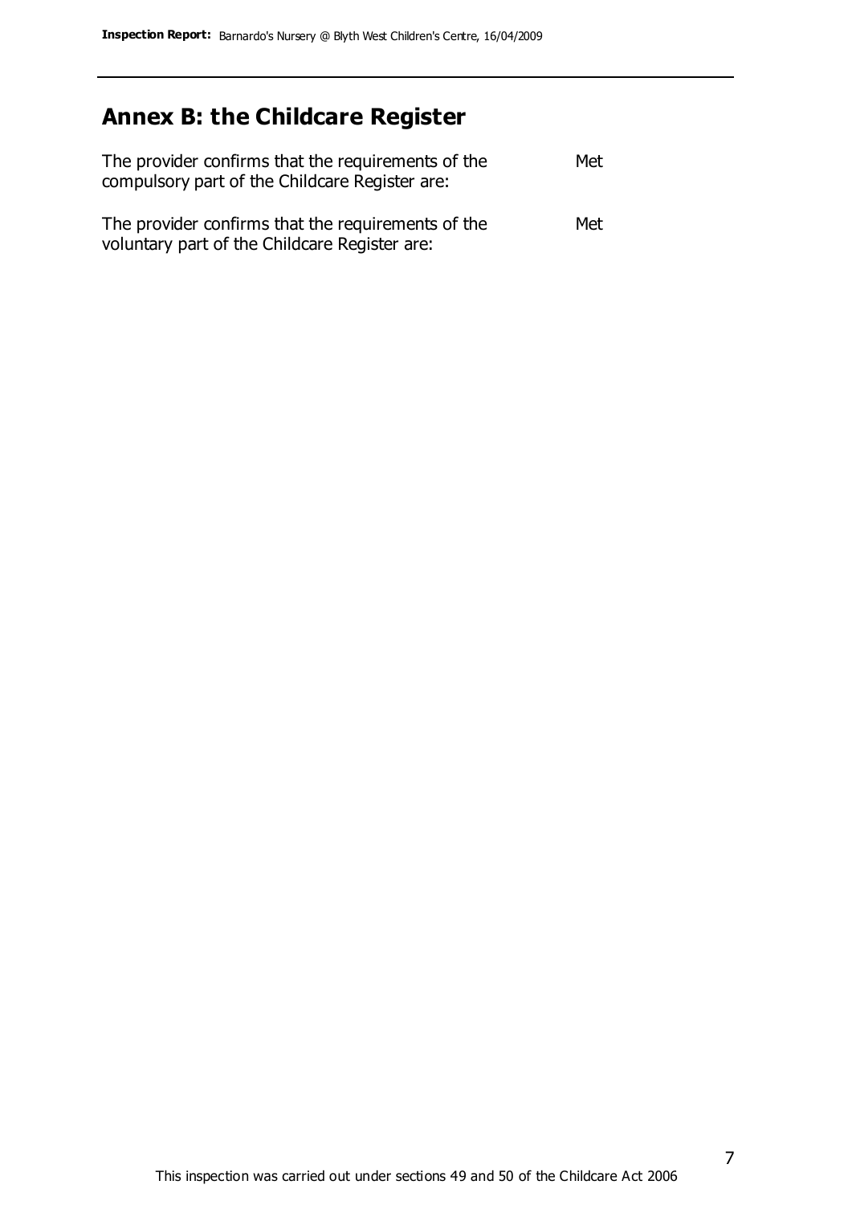## Annex B: the Childcare Register

| | |
|---|---|
| The provider confirms that the requirements of the compulsory part of the Childcare Register are: | Met |
| The provider confirms that the requirements of the voluntary part of the Childcare Register are: | Met |

This inspection was carried out under sections 49 and 50 of the Childcare Act 2006